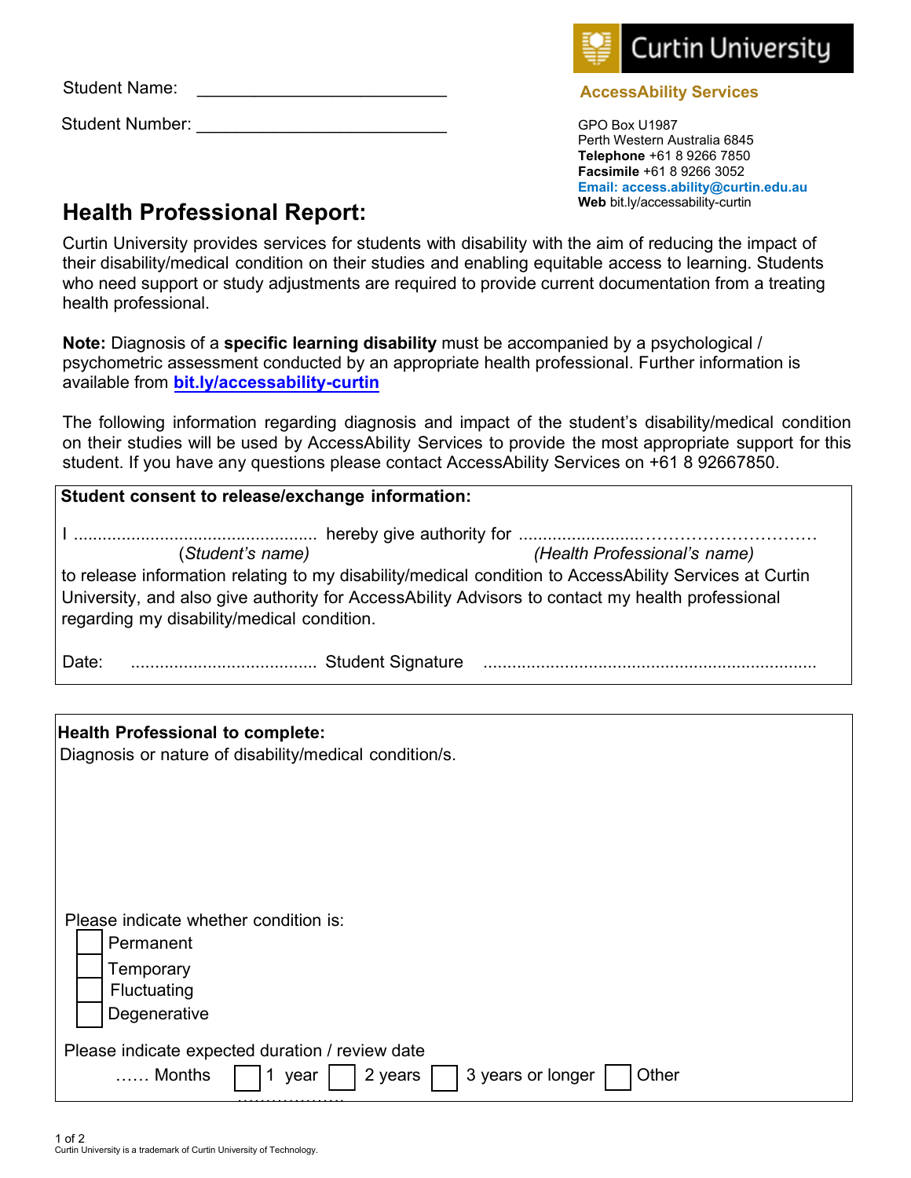Student Name: ___________________________

Student Number: ___________________________

**Curtin University**

**AccessAbility Services**

GPO Box U1987
Perth Western Australia 6845
**Telephone** +61 8 9266 7850
**Facsimile** +61 8 9266 3052
**Email: access.ability@curtin.edu.au**
**Web** bit.ly/accessability-curtin

# Health Professional Report:

Curtin University provides services for students with disability with the aim of reducing the impact of their disability/medical condition on their studies and enabling equitable access to learning. Students who need support or study adjustments are required to provide current documentation from a treating health professional.

**Note:** Diagnosis of a **specific learning disability** must be accompanied by a psychological / psychometric assessment conducted by an appropriate health professional. Further information is available from **bit.ly/accessability-curtin**

The following information regarding diagnosis and impact of the student's disability/medical condition on their studies will be used by AccessAbility Services to provide the most appropriate support for this student. If you have any questions please contact AccessAbility Services on +61 8 92667850.

**Student consent to release/exchange information:**

I .................................................. hereby give authority for ..........................................................
*(Student's name)* *(Health Professional's name)*
to release information relating to my disability/medical condition to AccessAbility Services at Curtin University, and also give authority for AccessAbility Advisors to contact my health professional regarding my disability/medical condition.

Date: ....................................... Student Signature .....................................................................

**Health Professional to complete:**

Diagnosis or nature of disability/medical condition/s.

Please indicate whether condition is:

- ☐ Permanent
- ☐ Temporary
- ☐ Fluctuating
- ☐ Degenerative

Please indicate expected duration / review date

…… Months ☐ 1 year ☐ 2 years ☐ 3 years or longer ☐ Other ..................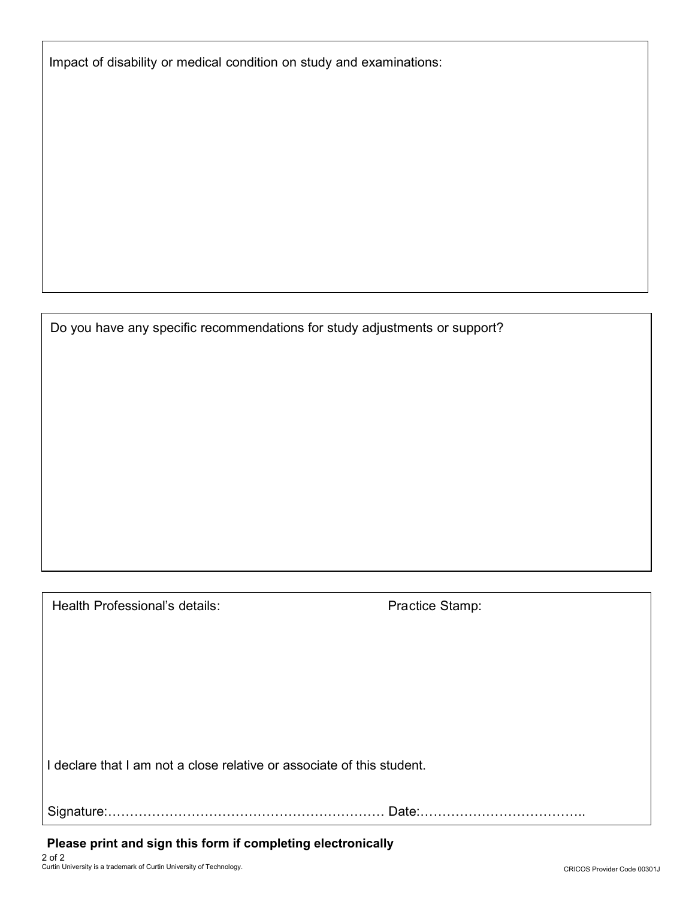Impact of disability or medical condition on study and examinations:

Do you have any specific recommendations for study adjustments or support?

Health Professional's details:

Practice Stamp:

I declare that I am not a close relative or associate of this student.

Signature:……………………………………………………… Date:………………………………..

**Please print and sign this form if completing electronically**

Curtin University is a trademark of Curtin University of Technology.

CRICOS Provider Code 00301J